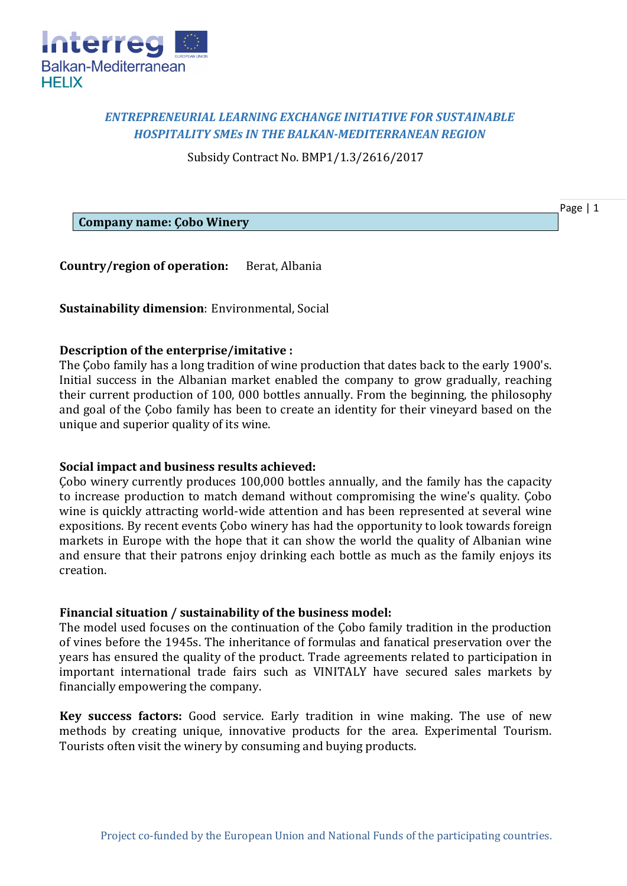*ENTREPRENEURIAL LEARNING EXCHANGE INITIATIVE FOR SUSTAINABLE HOSPITALITY SMEs IN THE BALKAN-MEDITERRANEAN REGION*

Subsidy Contract No. BMP1/1.3/2616/2017

**Company name: Çobo Winery**

**Country/region of operation:** Berat, Albania

**Sustainability dimension**: Environmental, Social

**Description of the enterprise/imitative :**

The Çobo family has a long tradition of wine production that dates back to the early 1900's. Initial success in the Albanian market enabled the company to grow gradually, reaching their current production of 100, 000 bottles annually. From the beginning, the philosophy and goal of the Çobo family has been to create an identity for their vineyard based on the unique and superior quality of its wine.

**Social impact and business results achieved:**

Çobo winery currently produces 100,000 bottles annually, and the family has the capacity to increase production to match demand without compromising the wine's quality. Çobo wine is quickly attracting world-wide attention and has been represented at several wine expositions. By recent events Çobo winery has had the opportunity to look towards foreign markets in Europe with the hope that it can show the world the quality of Albanian wine and ensure that their patrons enjoy drinking each bottle as much as the family enjoys its creation.

**Financial situation / sustainability of the business model:**

The model used focuses on the continuation of the Çobo family tradition in the production of vines before the 1945s. The inheritance of formulas and fanatical preservation over the years has ensured the quality of the product. Trade agreements related to participation in important international trade fairs such as VINITALY have secured sales markets by financially empowering the company.

**Key success factors:** Good service. Early tradition in wine making. The use of new methods by creating unique, innovative products for the area. Experimental Tourism. Tourists often visit the winery by consuming and buying products.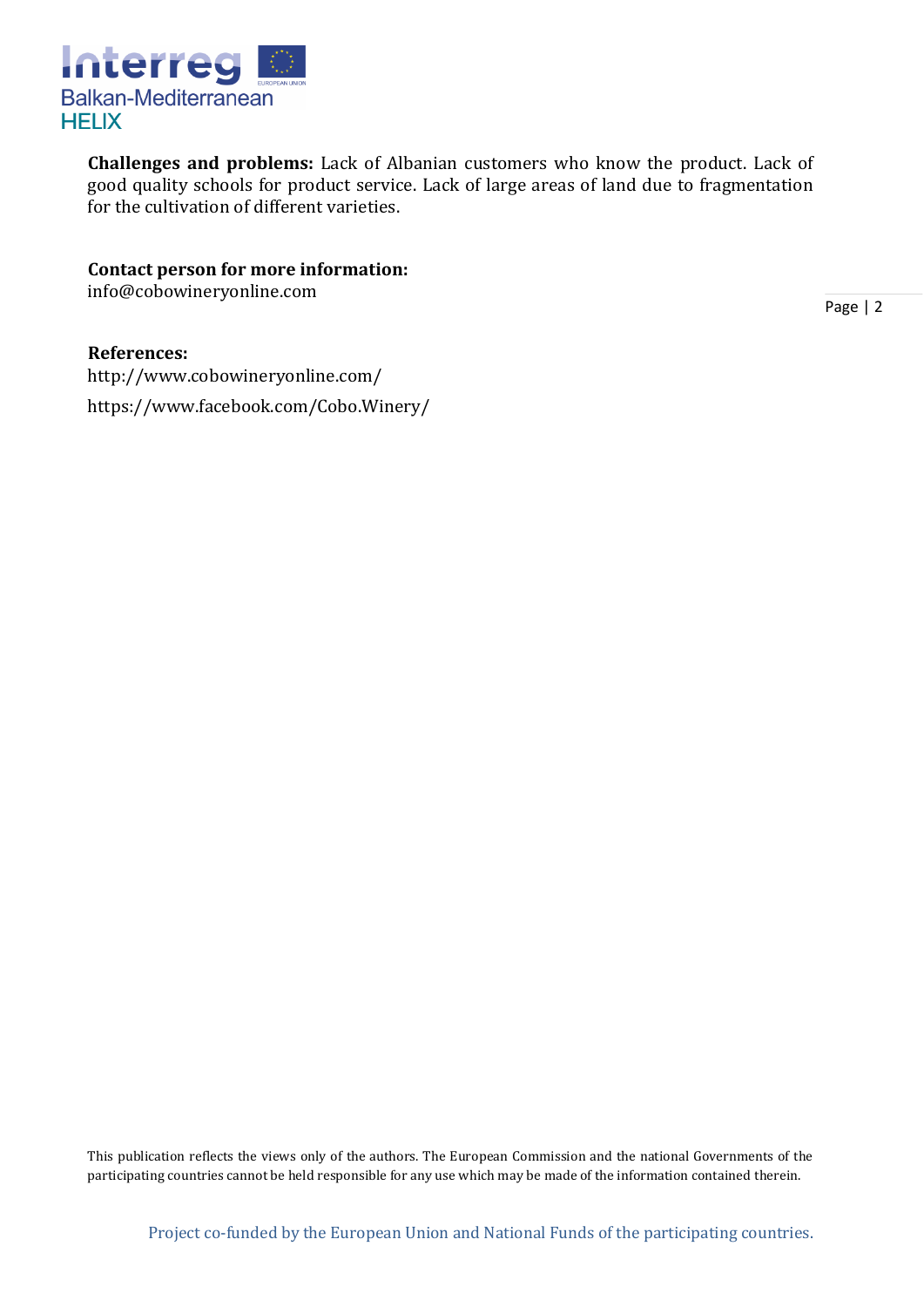**Challenges and problems:** Lack of Albanian customers who know the product. Lack of good quality schools for product service. Lack of large areas of land due to fragmentation for the cultivation of different varieties.

**Contact person for more information:**
info@cobowineryonline.com

**References:**

http://www.cobowineryonline.com/

https://www.facebook.com/Cobo.Winery/

This publication reflects the views only of the authors. The European Commission and the national Governments of the participating countries cannot be held responsible for any use which may be made of the information contained therein.

Project co-funded by the European Union and National Funds of the participating countries.